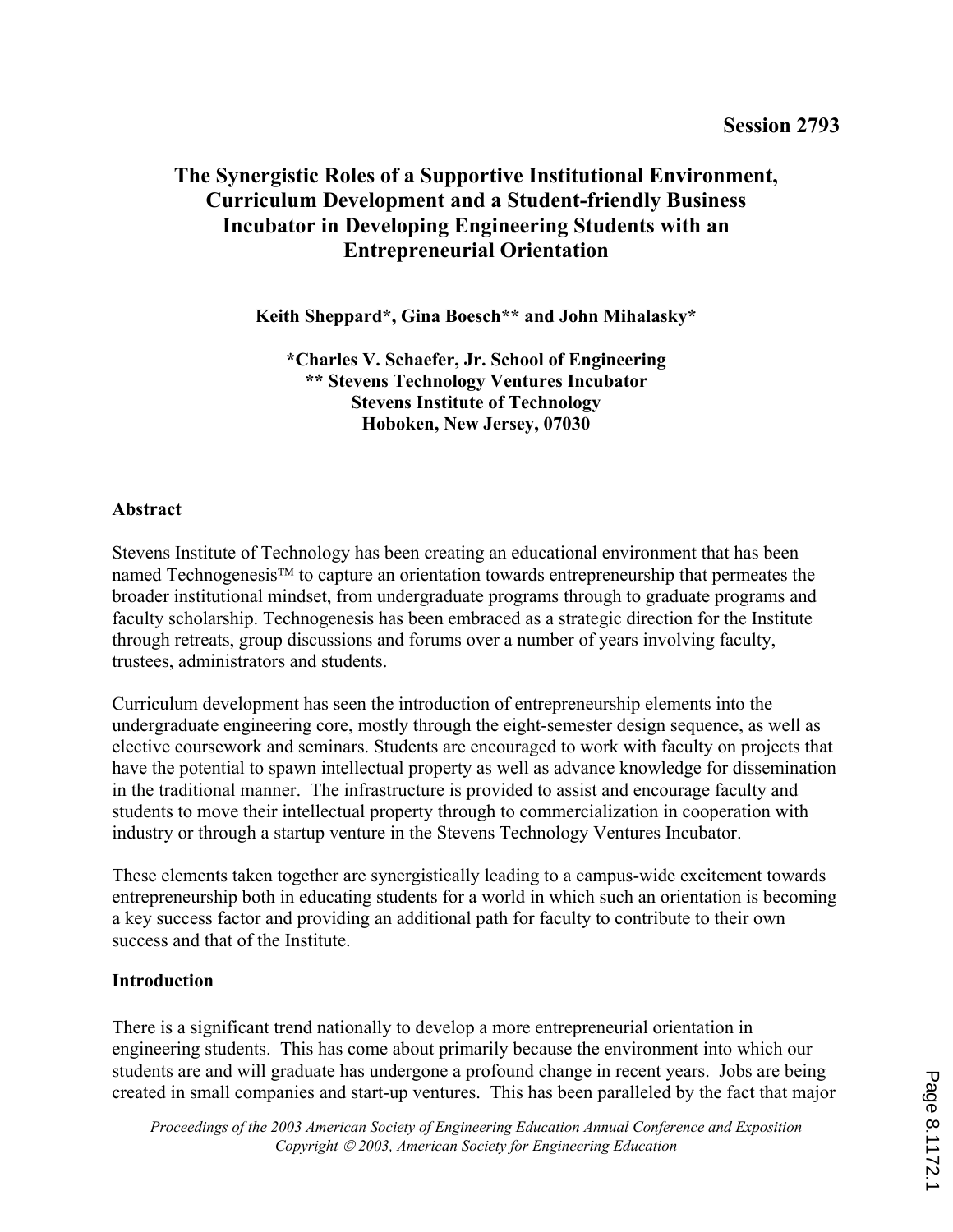Session 2793

# The Synergistic Roles of a Supportive Institutional Environment, Curriculum Development and a Student-friendly Business Incubator in Developing Engineering Students with an Entrepreneurial Orientation

**Keith Sheppard*, Gina Boesch** and John Mihalasky***

***Charles V. Schaefer, Jr. School of Engineering**
**** Stevens Technology Ventures Incubator**
**Stevens Institute of Technology**
**Hoboken, New Jersey, 07030**

## Abstract

Stevens Institute of Technology has been creating an educational environment that has been named Technogenesis™ to capture an orientation towards entrepreneurship that permeates the broader institutional mindset, from undergraduate programs through to graduate programs and faculty scholarship. Technogenesis has been embraced as a strategic direction for the Institute through retreats, group discussions and forums over a number of years involving faculty, trustees, administrators and students.

Curriculum development has seen the introduction of entrepreneurship elements into the undergraduate engineering core, mostly through the eight-semester design sequence, as well as elective coursework and seminars. Students are encouraged to work with faculty on projects that have the potential to spawn intellectual property as well as advance knowledge for dissemination in the traditional manner. The infrastructure is provided to assist and encourage faculty and students to move their intellectual property through to commercialization in cooperation with industry or through a startup venture in the Stevens Technology Ventures Incubator.

These elements taken together are synergistically leading to a campus-wide excitement towards entrepreneurship both in educating students for a world in which such an orientation is becoming a key success factor and providing an additional path for faculty to contribute to their own success and that of the Institute.

## Introduction

There is a significant trend nationally to develop a more entrepreneurial orientation in engineering students. This has come about primarily because the environment into which our students are and will graduate has undergone a profound change in recent years. Jobs are being created in small companies and start-up ventures. This has been paralleled by the fact that major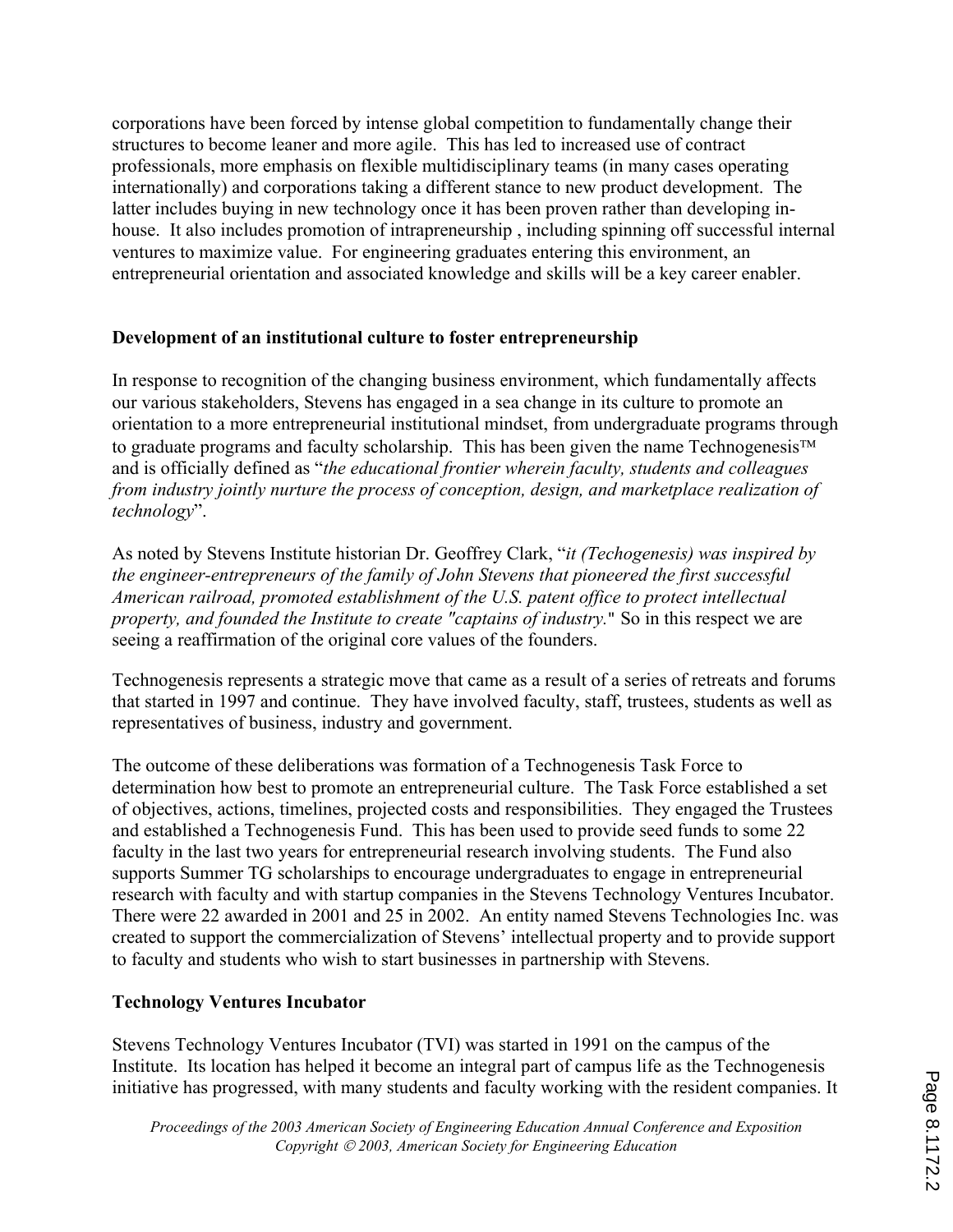corporations have been forced by intense global competition to fundamentally change their structures to become leaner and more agile. This has led to increased use of contract professionals, more emphasis on flexible multidisciplinary teams (in many cases operating internationally) and corporations taking a different stance to new product development. The latter includes buying in new technology once it has been proven rather than developing in-house. It also includes promotion of intrapreneurship , including spinning off successful internal ventures to maximize value. For engineering graduates entering this environment, an entrepreneurial orientation and associated knowledge and skills will be a key career enabler.

## Development of an institutional culture to foster entrepreneurship

In response to recognition of the changing business environment, which fundamentally affects our various stakeholders, Stevens has engaged in a sea change in its culture to promote an orientation to a more entrepreneurial institutional mindset, from undergraduate programs through to graduate programs and faculty scholarship. This has been given the name Technogenesis™ and is officially defined as "*the educational frontier wherein faculty, students and colleagues from industry jointly nurture the process of conception, design, and marketplace realization of technology*".

As noted by Stevens Institute historian Dr. Geoffrey Clark, "*it (Techogenesis) was inspired by the engineer-entrepreneurs of the family of John Stevens that pioneered the first successful American railroad, promoted establishment of the U.S. patent office to protect intellectual property, and founded the Institute to create "captains of industry.*" So in this respect we are seeing a reaffirmation of the original core values of the founders.

Technogenesis represents a strategic move that came as a result of a series of retreats and forums that started in 1997 and continue. They have involved faculty, staff, trustees, students as well as representatives of business, industry and government.

The outcome of these deliberations was formation of a Technogenesis Task Force to determination how best to promote an entrepreneurial culture. The Task Force established a set of objectives, actions, timelines, projected costs and responsibilities. They engaged the Trustees and established a Technogenesis Fund. This has been used to provide seed funds to some 22 faculty in the last two years for entrepreneurial research involving students. The Fund also supports Summer TG scholarships to encourage undergraduates to engage in entrepreneurial research with faculty and with startup companies in the Stevens Technology Ventures Incubator. There were 22 awarded in 2001 and 25 in 2002. An entity named Stevens Technologies Inc. was created to support the commercialization of Stevens' intellectual property and to provide support to faculty and students who wish to start businesses in partnership with Stevens.

## Technology Ventures Incubator

Stevens Technology Ventures Incubator (TVI) was started in 1991 on the campus of the Institute. Its location has helped it become an integral part of campus life as the Technogenesis initiative has progressed, with many students and faculty working with the resident companies. It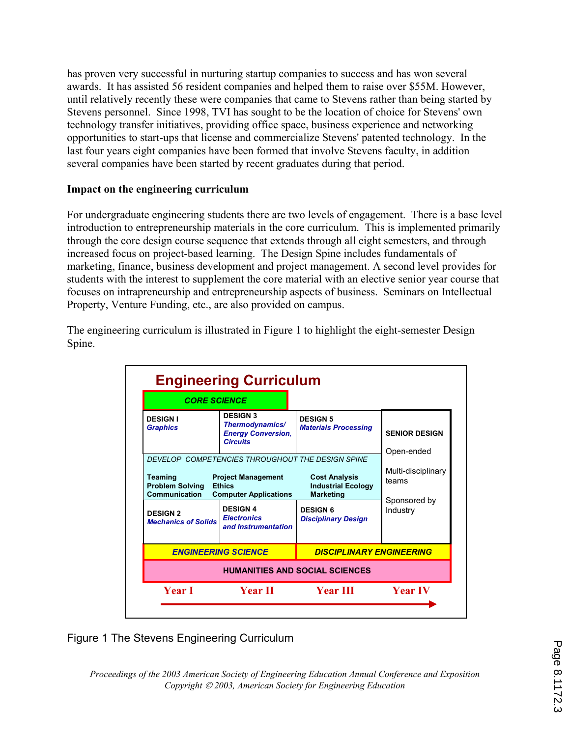has proven very successful in nurturing startup companies to success and has won several awards. It has assisted 56 resident companies and helped them to raise over $55M. However, until relatively recently these were companies that came to Stevens rather than being started by Stevens personnel. Since 1998, TVI has sought to be the location of choice for Stevens' own technology transfer initiatives, providing office space, business experience and networking opportunities to start-ups that license and commercialize Stevens' patented technology. In the last four years eight companies have been formed that involve Stevens faculty, in addition several companies have been started by recent graduates during that period.

**Impact on the engineering curriculum**

For undergraduate engineering students there are two levels of engagement. There is a base level introduction to entrepreneurship materials in the core curriculum. This is implemented primarily through the core design course sequence that extends through all eight semesters, and through increased focus on project-based learning. The Design Spine includes fundamentals of marketing, finance, business development and project management. A second level provides for students with the interest to supplement the core material with an elective senior year course that focuses on intrapreneurship and entrepreneurship aspects of business. Seminars on Intellectual Property, Venture Funding, etc., are also provided on campus.

The engineering curriculum is illustrated in Figure 1 to highlight the eight-semester Design Spine.

Engineering Curriculum

CORE SCIENCE

DESIGN I
Graphics

DESIGN 3
Thermodynamics/ Energy Conversion, Circuits

DESIGN 5
Materials Processing

SENIOR DESIGN
Open-ended
Multi-disciplinary teams
Sponsored by Industry

DEVELOP COMPETENCIES THROUGHOUT THE DESIGN SPINE

Teaming
Problem Solving
Communication

Project Management
Ethics
Computer Applications

Cost Analysis
Industrial Ecology
Marketing

DESIGN 2
Mechanics of Solids

DESIGN 4
Electronics and Instrumentation

DESIGN 6
Disciplinary Design

ENGINEERING SCIENCE

DISCIPLINARY ENGINEERING

HUMANITIES AND SOCIAL SCIENCES

Year I
Year II
Year III
Year IV

Figure 1 The Stevens Engineering Curriculum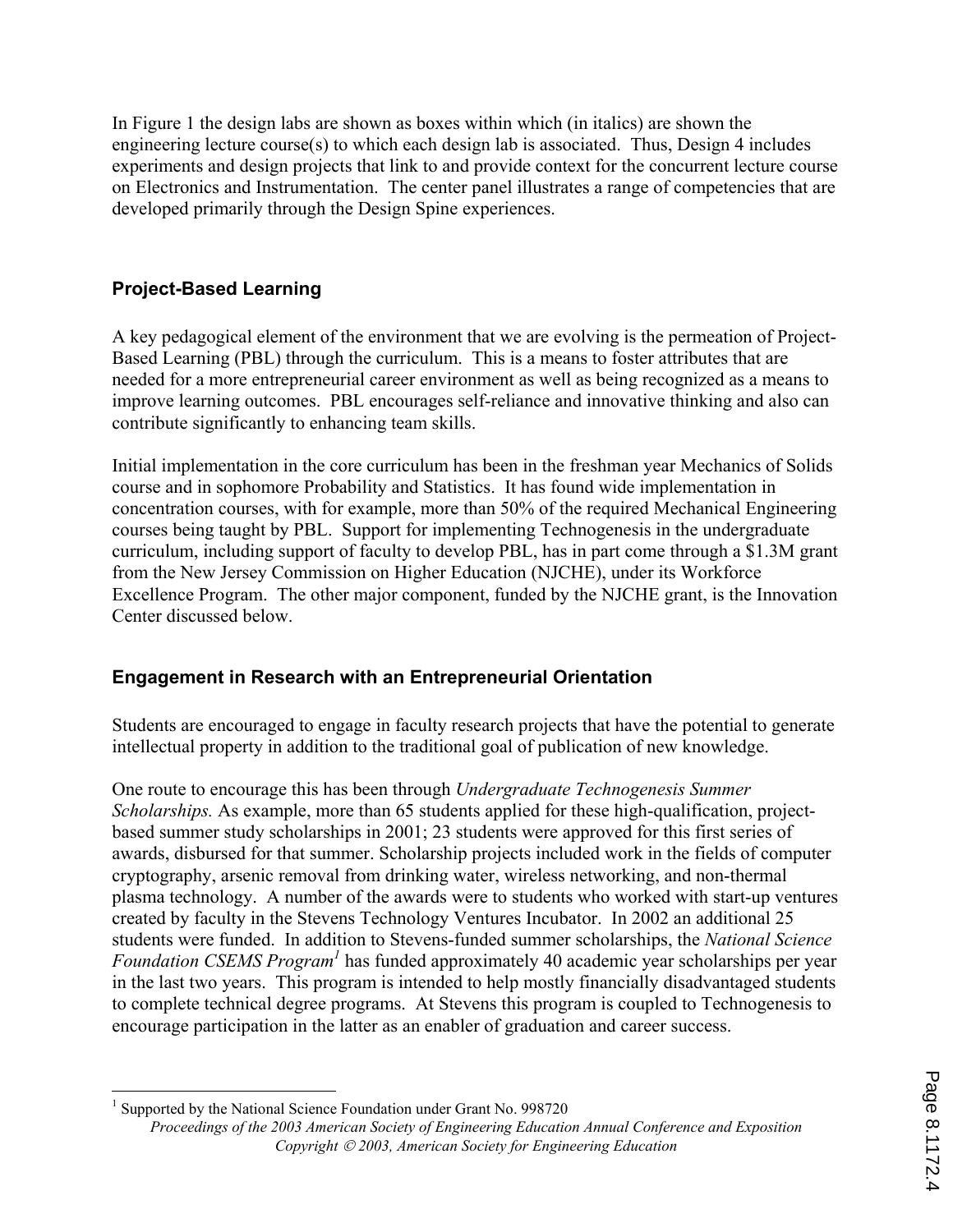In Figure 1 the design labs are shown as boxes within which (in italics) are shown the engineering lecture course(s) to which each design lab is associated. Thus, Design 4 includes experiments and design projects that link to and provide context for the concurrent lecture course on Electronics and Instrumentation. The center panel illustrates a range of competencies that are developed primarily through the Design Spine experiences.

## Project-Based Learning

A key pedagogical element of the environment that we are evolving is the permeation of Project-Based Learning (PBL) through the curriculum. This is a means to foster attributes that are needed for a more entrepreneurial career environment as well as being recognized as a means to improve learning outcomes. PBL encourages self-reliance and innovative thinking and also can contribute significantly to enhancing team skills.

Initial implementation in the core curriculum has been in the freshman year Mechanics of Solids course and in sophomore Probability and Statistics. It has found wide implementation in concentration courses, with for example, more than 50% of the required Mechanical Engineering courses being taught by PBL. Support for implementing Technogenesis in the undergraduate curriculum, including support of faculty to develop PBL, has in part come through a $1.3M grant from the New Jersey Commission on Higher Education (NJCHE), under its Workforce Excellence Program. The other major component, funded by the NJCHE grant, is the Innovation Center discussed below.

## Engagement in Research with an Entrepreneurial Orientation

Students are encouraged to engage in faculty research projects that have the potential to generate intellectual property in addition to the traditional goal of publication of new knowledge.

One route to encourage this has been through *Undergraduate Technogenesis Summer Scholarships.* As example, more than 65 students applied for these high-qualification, project-based summer study scholarships in 2001; 23 students were approved for this first series of awards, disbursed for that summer. Scholarship projects included work in the fields of computer cryptography, arsenic removal from drinking water, wireless networking, and non-thermal plasma technology. A number of the awards were to students who worked with start-up ventures created by faculty in the Stevens Technology Ventures Incubator. In 2002 an additional 25 students were funded. In addition to Stevens-funded summer scholarships, the *National Science Foundation CSEMS Program*[1] has funded approximately 40 academic year scholarships per year in the last two years. This program is intended to help mostly financially disadvantaged students to complete technical degree programs. At Stevens this program is coupled to Technogenesis to encourage participation in the latter as an enabler of graduation and career success.

---

[1] Supported by the National Science Foundation under Grant No. 998720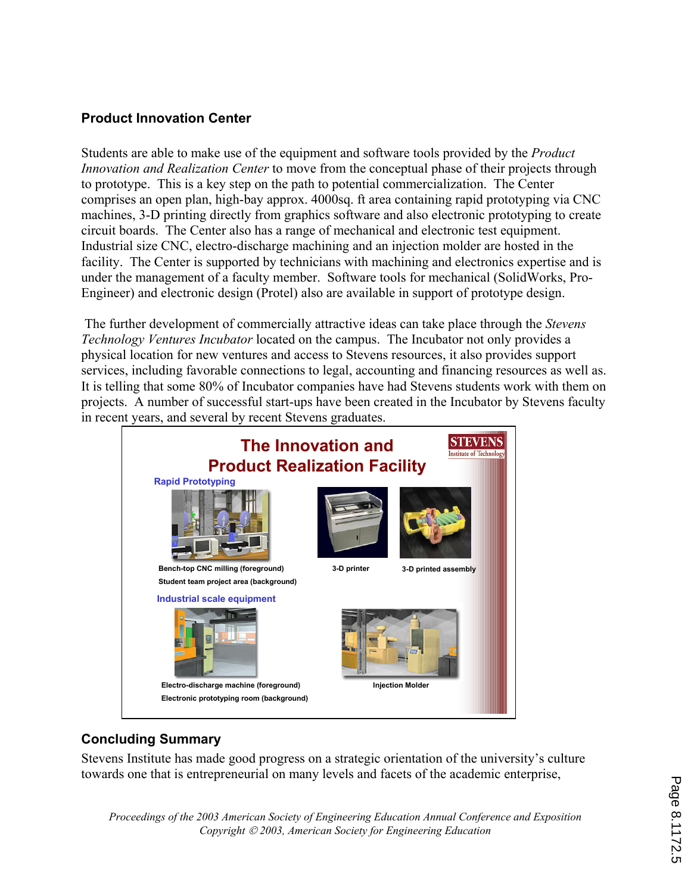## Product Innovation Center

Students are able to make use of the equipment and software tools provided by the *Product Innovation and Realization Center* to move from the conceptual phase of their projects through to prototype. This is a key step on the path to potential commercialization. The Center comprises an open plan, high-bay approx. 4000sq. ft area containing rapid prototyping via CNC machines, 3-D printing directly from graphics software and also electronic prototyping to create circuit boards. The Center also has a range of mechanical and electronic test equipment. Industrial size CNC, electro-discharge machining and an injection molder are hosted in the facility. The Center is supported by technicians with machining and electronics expertise and is under the management of a faculty member. Software tools for mechanical (SolidWorks, Pro-Engineer) and electronic design (Protel) also are available in support of prototype design.

The further development of commercially attractive ideas can take place through the *Stevens Technology Ventures Incubator* located on the campus. The Incubator not only provides a physical location for new ventures and access to Stevens resources, it also provides support services, including favorable connections to legal, accounting and financing resources as well as. It is telling that some 80% of Incubator companies have had Stevens students work with them on projects. A number of successful start-ups have been created in the Incubator by Stevens faculty in recent years, and several by recent Stevens graduates.

The Innovation and Product Realization Facility

STEVENS Institute of Technology

Rapid Prototyping

Bench-top CNC milling (foreground)
Student team project area (background)

3-D printer

3-D printed assembly

Industrial scale equipment

Electro-discharge machine (foreground)
Electronic prototyping room (background)

Injection Molder

## Concluding Summary

Stevens Institute has made good progress on a strategic orientation of the university's culture towards one that is entrepreneurial on many levels and facets of the academic enterprise,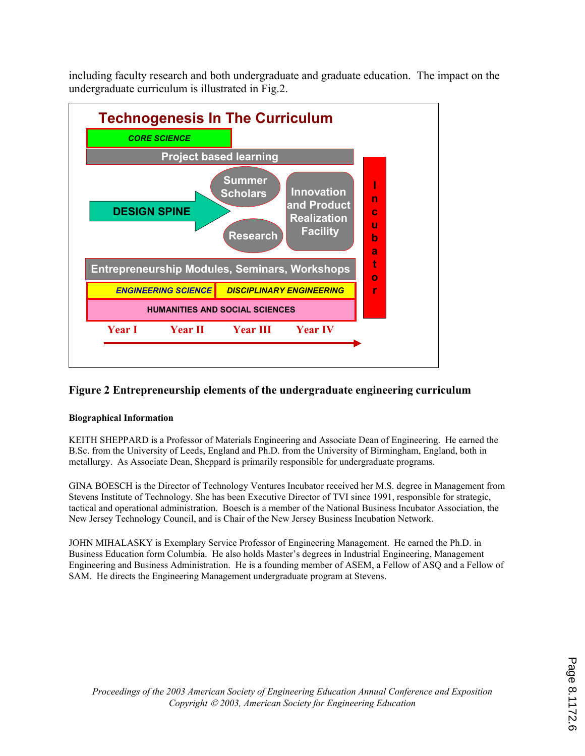including faculty research and both undergraduate and graduate education. The impact on the undergraduate curriculum is illustrated in Fig.2.

Technogenesis In The Curriculum

CORE SCIENCE

Project based learning

DESIGN SPINE

Summer Scholars

Research

Innovation and Product Realization Facility

Incubator

Entrepreneurship Modules, Seminars, Workshops

ENGINEERING SCIENCE

DISCIPLINARY ENGINEERING

HUMANITIES AND SOCIAL SCIENCES

Year I Year II Year III Year IV

**Figure 2 Entrepreneurship elements of the undergraduate engineering curriculum**

**Biographical Information**

KEITH SHEPPARD is a Professor of Materials Engineering and Associate Dean of Engineering. He earned the B.Sc. from the University of Leeds, England and Ph.D. from the University of Birmingham, England, both in metallurgy. As Associate Dean, Sheppard is primarily responsible for undergraduate programs.

GINA BOESCH is the Director of Technology Ventures Incubator received her M.S. degree in Management from Stevens Institute of Technology. She has been Executive Director of TVI since 1991, responsible for strategic, tactical and operational administration. Boesch is a member of the National Business Incubator Association, the New Jersey Technology Council, and is Chair of the New Jersey Business Incubation Network.

JOHN MIHALASKY is Exemplary Service Professor of Engineering Management. He earned the Ph.D. in Business Education form Columbia. He also holds Master's degrees in Industrial Engineering, Management Engineering and Business Administration. He is a founding member of ASEM, a Fellow of ASQ and a Fellow of SAM. He directs the Engineering Management undergraduate program at Stevens.